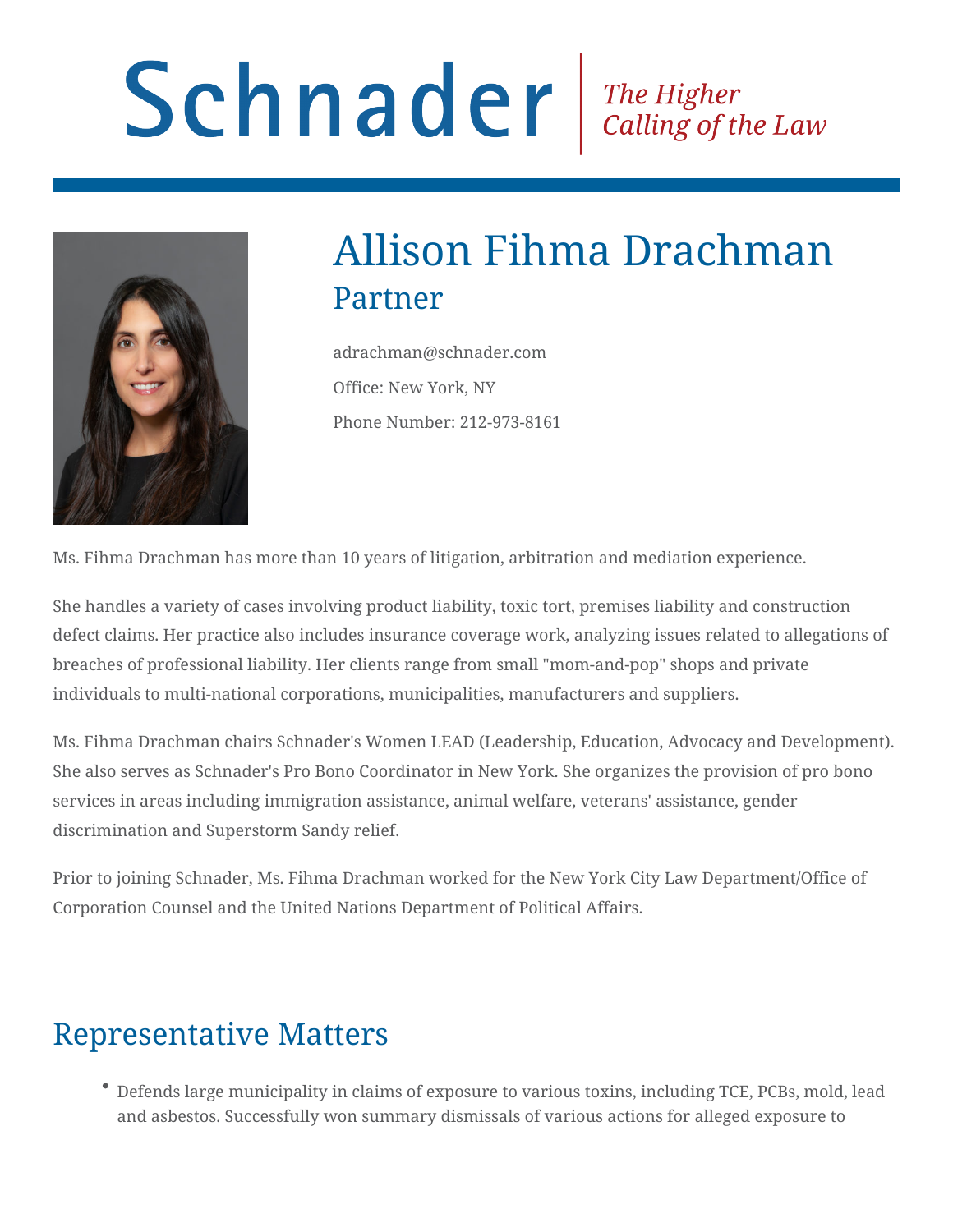# Schnader

*The Higher Calling of the Law*

# Allison Fihma Drachman

## Partner

adrachman@schnader.com

Office: New York, NY

Phone Number: 212-973-8161

Ms. Fihma Drachman has more than 10 years of litigation, arbitration and mediation experience.

She handles a variety of cases involving product liability, toxic tort, premises liability and construction defect claims. Her practice also includes insurance coverage work, analyzing issues related to allegations of breaches of professional liability. Her clients range from small "mom-and-pop" shops and private individuals to multi-national corporations, municipalities, manufacturers and suppliers.

Ms. Fihma Drachman chairs Schnader's Women LEAD (Leadership, Education, Advocacy and Development). She also serves as Schnader's Pro Bono Coordinator in New York. She organizes the provision of pro bono services in areas including immigration assistance, animal welfare, veterans' assistance, gender discrimination and Superstorm Sandy relief.

Prior to joining Schnader, Ms. Fihma Drachman worked for the New York City Law Department/Office of Corporation Counsel and the United Nations Department of Political Affairs.

## Representative Matters

- Defends large municipality in claims of exposure to various toxins, including TCE, PCBs, mold, lead and asbestos. Successfully won summary dismissals of various actions for alleged exposure to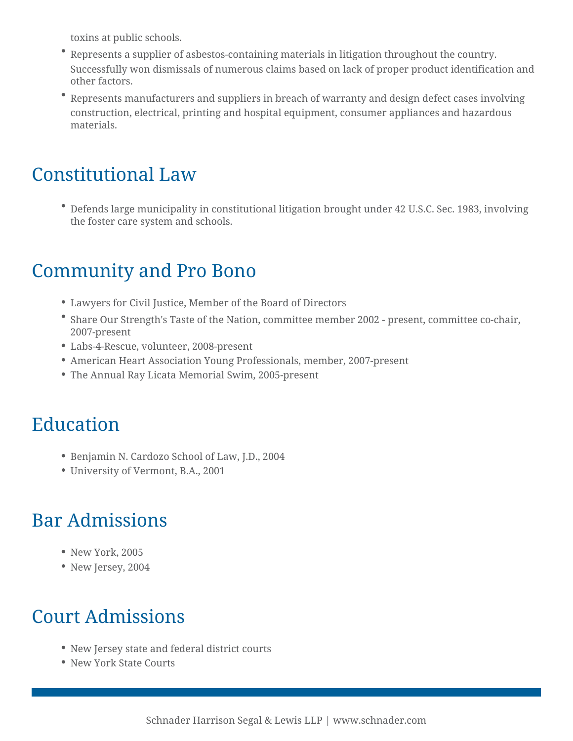toxins at public schools.

- Represents a supplier of asbestos-containing materials in litigation throughout the country. Successfully won dismissals of numerous claims based on lack of proper product identification and other factors.
- Represents manufacturers and suppliers in breach of warranty and design defect cases involving construction, electrical, printing and hospital equipment, consumer appliances and hazardous materials.

## Constitutional Law

- Defends large municipality in constitutional litigation brought under 42 U.S.C. Sec. 1983, involving the foster care system and schools.

## Community and Pro Bono

- Lawyers for Civil Justice, Member of the Board of Directors
- Share Our Strength's Taste of the Nation, committee member 2002 - present, committee co-chair, 2007-present
- Labs-4-Rescue, volunteer, 2008-present
- American Heart Association Young Professionals, member, 2007-present
- The Annual Ray Licata Memorial Swim, 2005-present

## Education

- Benjamin N. Cardozo School of Law, J.D., 2004
- University of Vermont, B.A., 2001

## Bar Admissions

- New York, 2005
- New Jersey, 2004

## Court Admissions

- New Jersey state and federal district courts
- New York State Courts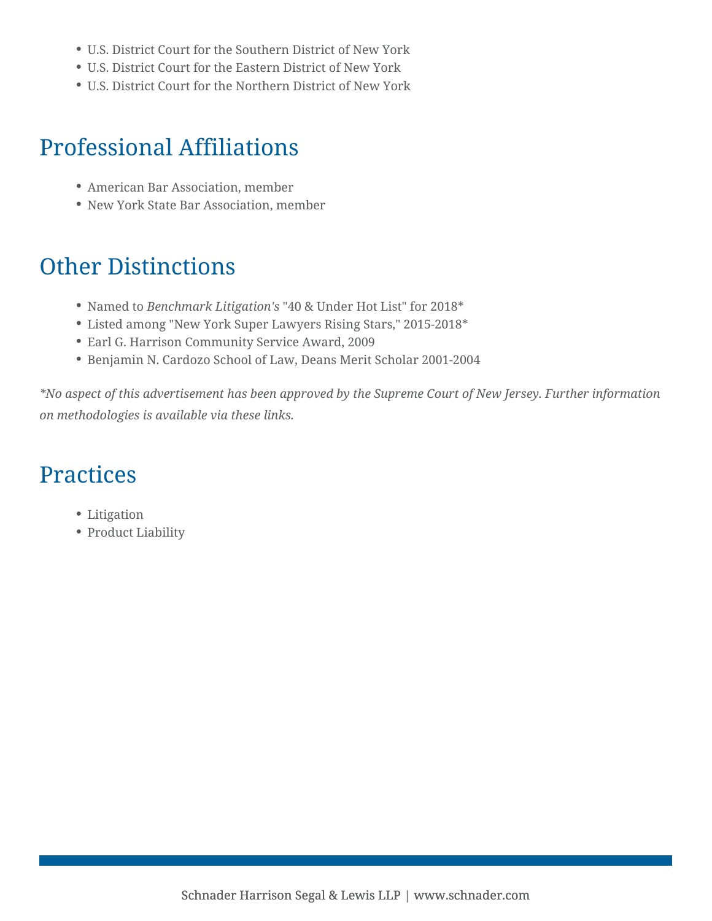- U.S. District Court for the Southern District of New York
- U.S. District Court for the Eastern District of New York
- U.S. District Court for the Northern District of New York

## Professional Affiliations

- American Bar Association, member
- New York State Bar Association, member

## Other Distinctions

- Named to *Benchmark Litigation's* "40 & Under Hot List" for 2018*
- Listed among "New York Super Lawyers Rising Stars," 2015-2018*
- Earl G. Harrison Community Service Award, 2009
- Benjamin N. Cardozo School of Law, Deans Merit Scholar 2001-2004

*\*No aspect of this advertisement has been approved by the Supreme Court of New Jersey. Further information on methodologies is available via these links.*

## Practices

- Litigation
- Product Liability